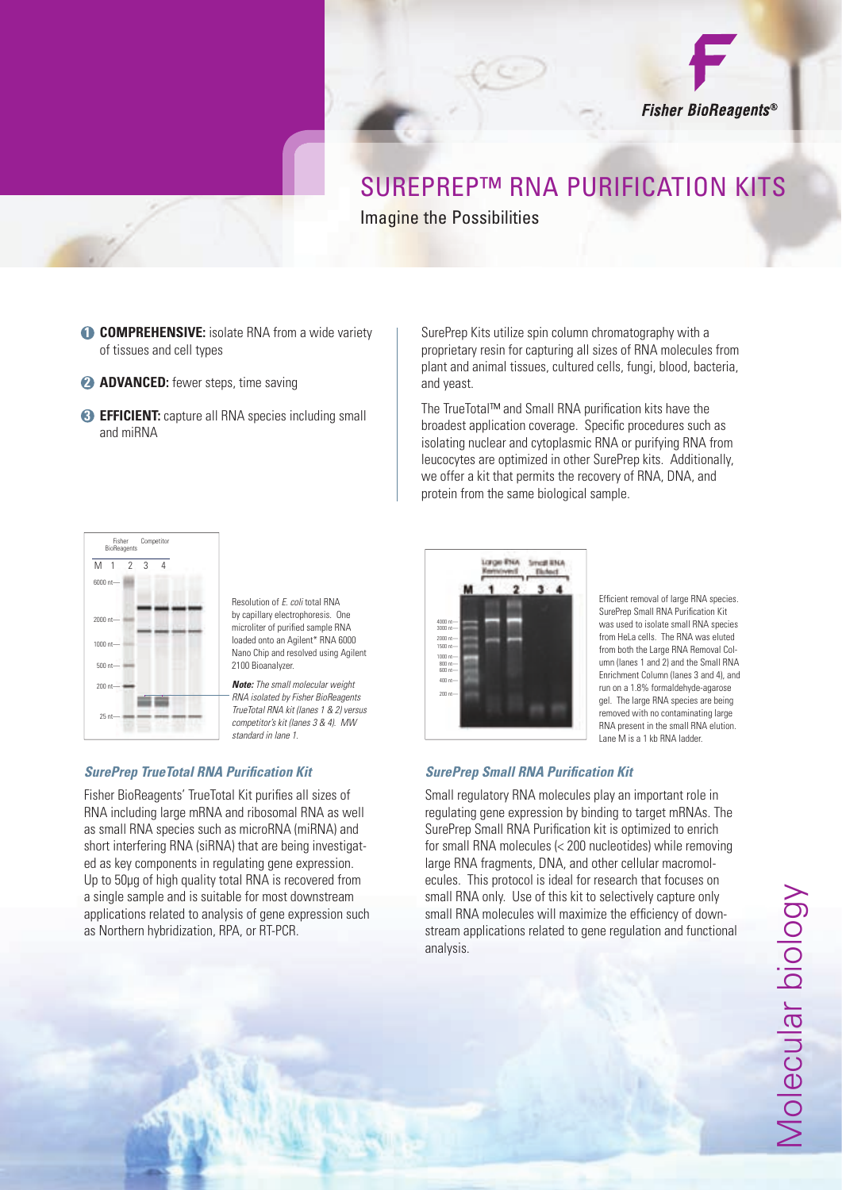# SUREPREP™ RNA PURIFICATION KITS

## Imagine the Possibilities

1. **COMPREHENSIVE:** isolate RNA from a wide variety of tissues and cell types
2. **ADVANCED:** fewer steps, time saving
3. **EFFICIENT:** capture all RNA species including small and miRNA

SurePrep Kits utilize spin column chromatography with a proprietary resin for capturing all sizes of RNA molecules from plant and animal tissues, cultured cells, fungi, blood, bacteria, and yeast.

The TrueTotal™ and Small RNA purification kits have the broadest application coverage. Specific procedures such as isolating nuclear and cytoplasmic RNA or purifying RNA from leucocytes are optimized in other SurePrep kits. Additionally, we offer a kit that permits the recovery of RNA, DNA, and protein from the same biological sample.

Resolution of *E. coli* total RNA by capillary electrophoresis. One microliter of purified sample RNA loaded onto an Agilent* RNA 6000 Nano Chip and resolved using Agilent 2100 Bioanalyzer.

***Note:*** *The small molecular weight RNA isolated by Fisher BioReagents TrueTotal RNA kit (lanes 1 & 2) versus competitor's kit (lanes 3 & 4). MW standard in lane 1.*

### *SurePrep TrueTotal RNA Purification Kit*

Fisher BioReagents' TrueTotal Kit purifies all sizes of RNA including large mRNA and ribosomal RNA as well as small RNA species such as microRNA (miRNA) and short interfering RNA (siRNA) that are being investigated as key components in regulating gene expression. Up to 50μg of high quality total RNA is recovered from a single sample and is suitable for most downstream applications related to analysis of gene expression such as Northern hybridization, RPA, or RT-PCR.

Efficient removal of large RNA species. SurePrep Small RNA Purification Kit was used to isolate small RNA species from HeLa cells. The RNA was eluted from both the Large RNA Removal Column (lanes 1 and 2) and the Small RNA Enrichment Column (lanes 3 and 4), and run on a 1.8% formaldehyde-agarose gel. The large RNA species are being removed with no contaminating large RNA present in the small RNA elution. Lane M is a 1 kb RNA ladder.

### *SurePrep Small RNA Purification Kit*

Small regulatory RNA molecules play an important role in regulating gene expression by binding to target mRNAs. The SurePrep Small RNA Purification kit is optimized to enrich for small RNA molecules (< 200 nucleotides) while removing large RNA fragments, DNA, and other cellular macromolecules. This protocol is ideal for research that focuses on small RNA only. Use of this kit to selectively capture only small RNA molecules will maximize the efficiency of downstream applications related to gene regulation and functional analysis.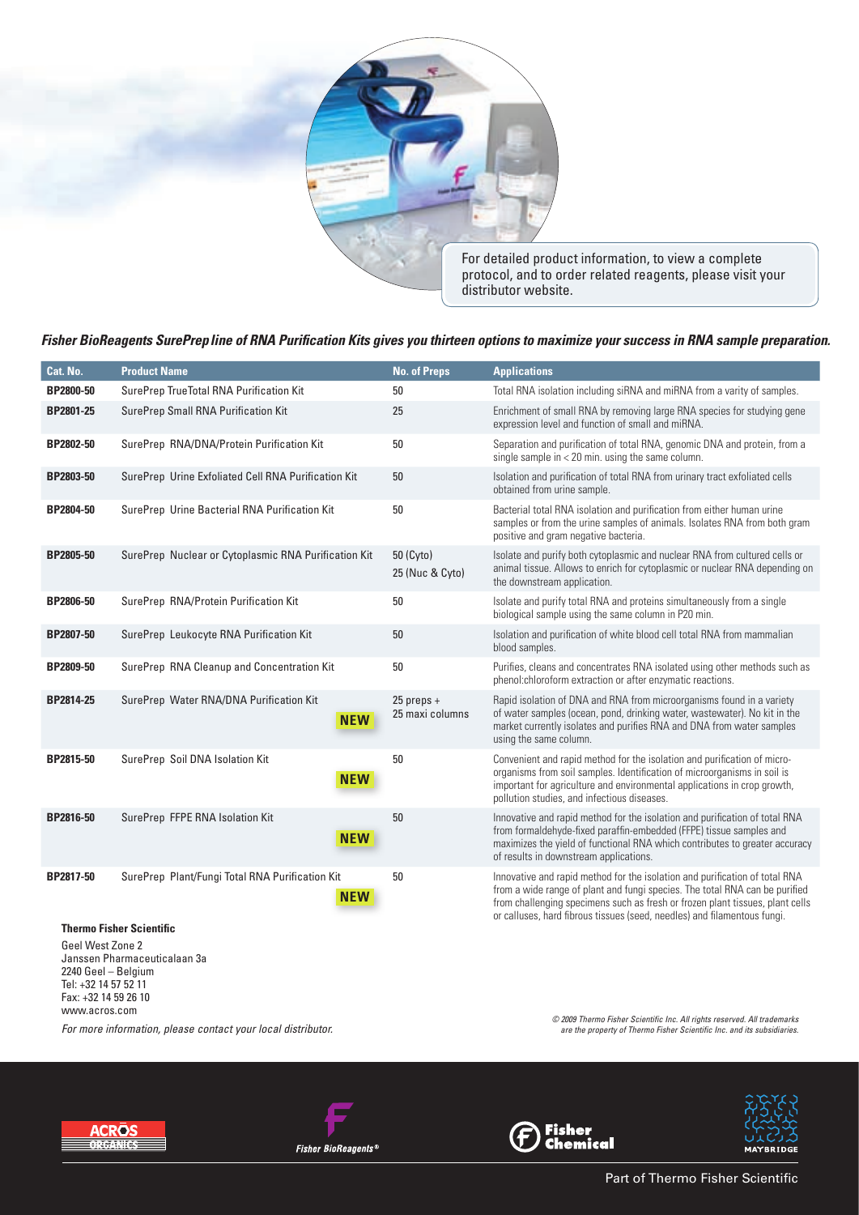For detailed product information, to view a complete protocol, and to order related reagents, please visit your distributor website.

***Fisher BioReagents SurePrep line of RNA Purification Kits gives you thirteen options to maximize your success in RNA sample preparation.***

| Cat. No. | Product Name | No. of Preps | Applications |
|---|---|---|---|
| **BP2800-50** | SurePrep TrueTotal RNA Purification Kit | 50 | Total RNA isolation including siRNA and miRNA from a varity of samples. |
| **BP2801-25** | SurePrep Small RNA Purification Kit | 25 | Enrichment of small RNA by removing large RNA species for studying gene expression level and function of small and miRNA. |
| **BP2802-50** | SurePrep RNA/DNA/Protein Purification Kit | 50 | Separation and purification of total RNA, genomic DNA and protein, from a single sample in < 20 min. using the same column. |
| **BP2803-50** | SurePrep Urine Exfoliated Cell RNA Purification Kit | 50 | Isolation and purification of total RNA from urinary tract exfoliated cells obtained from urine sample. |
| **BP2804-50** | SurePrep Urine Bacterial RNA Purification Kit | 50 | Bacterial total RNA isolation and purification from either human urine samples or from the urine samples of animals. Isolates RNA from both gram positive and gram negative bacteria. |
| **BP2805-50** | SurePrep Nuclear or Cytoplasmic RNA Purification Kit | 50 (Cyto) 25 (Nuc & Cyto) | Isolate and purify both cytoplasmic and nuclear RNA from cultured cells or animal tissue. Allows to enrich for cytoplasmic or nuclear RNA depending on the downstream application. |
| **BP2806-50** | SurePrep RNA/Protein Purification Kit | 50 | Isolate and purify total RNA and proteins simultaneously from a single biological sample using the same column in P20 min. |
| **BP2807-50** | SurePrep Leukocyte RNA Purification Kit | 50 | Isolation and purification of white blood cell total RNA from mammalian blood samples. |
| **BP2809-50** | SurePrep RNA Cleanup and Concentration Kit | 50 | Purifies, cleans and concentrates RNA isolated using other methods such as phenol:chloroform extraction or after enzymatic reactions. |
| **BP2814-25** | SurePrep Water RNA/DNA Purification Kit **NEW** | 25 preps + 25 maxi columns | Rapid isolation of DNA and RNA from microorganisms found in a variety of water samples (ocean, pond, drinking water, wastewater). No kit in the market currently isolates and purifies RNA and DNA from water samples using the same column. |
| **BP2815-50** | SurePrep Soil DNA Isolation Kit **NEW** | 50 | Convenient and rapid method for the isolation and purification of micro-organisms from soil samples. Identification of microorganisms in soil is important for agriculture and environmental applications in crop growth, pollution studies, and infectious diseases. |
| **BP2816-50** | SurePrep FFPE RNA Isolation Kit **NEW** | 50 | Innovative and rapid method for the isolation and purification of total RNA from formaldehyde-fixed paraffin-embedded (FFPE) tissue samples and maximizes the yield of functional RNA which contributes to greater accuracy of results in downstream applications. |
| **BP2817-50** | SurePrep Plant/Fungi Total RNA Purification Kit **NEW** | 50 | Innovative and rapid method for the isolation and purification of total RNA from a wide range of plant and fungi species. The total RNA can be purified from challenging specimens such as fresh or frozen plant tissues, plant cells or calluses, hard fibrous tissues (seed, needles) and filamentous fungi. |

**Thermo Fisher Scientific**

Geel West Zone 2
Janssen Pharmaceuticalaan 3a
2240 Geel – Belgium
Tel: +32 14 57 52 11
Fax: +32 14 59 26 10
www.acros.com

*For more information, please contact your local distributor.*

*© 2009 Thermo Fisher Scientific Inc. All rights reserved. All trademarks are the property of Thermo Fisher Scientific Inc. and its subsidiaries.*

ACROS ORGANICS

Fisher BioReagents®

Fisher Chemical

MAYBRIDGE

Part of Thermo Fisher Scientific